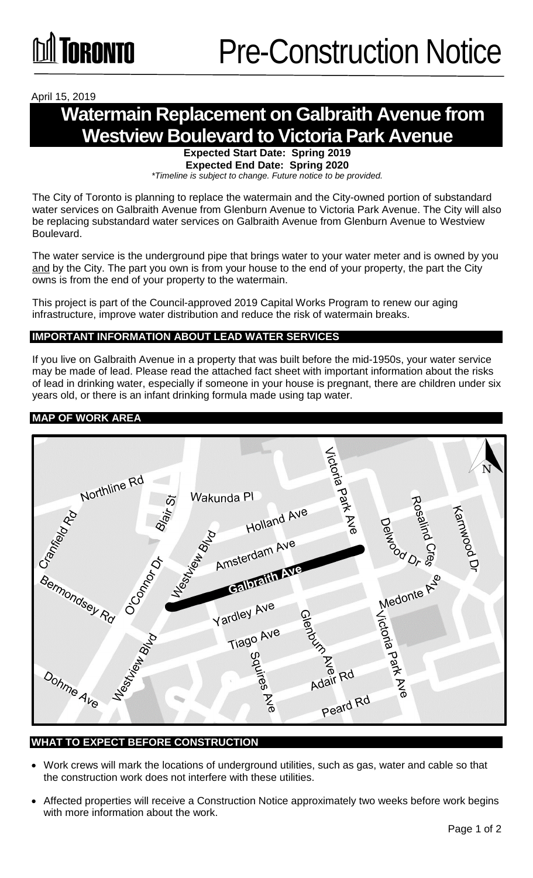TORONTO

# Pre-Construction Notice

April 15, 2019

## Watermain Replacement on Galbraith Avenue from Westview Boulevard to Victoria Park Avenue

**Expected Start Date: Spring 2019**
**Expected End Date: Spring 2020**
*\*Timeline is subject to change. Future notice to be provided.*

The City of Toronto is planning to replace the watermain and the City-owned portion of substandard water services on Galbraith Avenue from Glenburn Avenue to Victoria Park Avenue. The City will also be replacing substandard water services on Galbraith Avenue from Glenburn Avenue to Westview Boulevard.

The water service is the underground pipe that brings water to your water meter and is owned by you and by the City. The part you own is from your house to the end of your property, the part the City owns is from the end of your property to the watermain.

This project is part of the Council-approved 2019 Capital Works Program to renew our aging infrastructure, improve water distribution and reduce the risk of watermain breaks.

### IMPORTANT INFORMATION ABOUT LEAD WATER SERVICES

If you live on Galbraith Avenue in a property that was built before the mid-1950s, your water service may be made of lead. Please read the attached fact sheet with important information about the risks of lead in drinking water, especially if someone in your house is pregnant, there are children under six years old, or there is an infant drinking formula made using tap water.

### MAP OF WORK AREA

Northline Rd, Wakunda Pl, Blair St, Holland Ave, Victoria Park Ave, Rosalind Cres, Karnwood Dr, Cranfield Rd, Westview Blvd, Amsterdam Ave, Delwood Dr, O'Connor Dr, Galbraith Ave, Bermondsey Rd, Medonte Ave, Yardley Ave, Glenburn Ave, Tiago Ave, Squires Ave, Adair Rd, Dohme Ave, Peard Rd, N

### WHAT TO EXPECT BEFORE CONSTRUCTION

- Work crews will mark the locations of underground utilities, such as gas, water and cable so that the construction work does not interfere with these utilities.
- Affected properties will receive a Construction Notice approximately two weeks before work begins with more information about the work.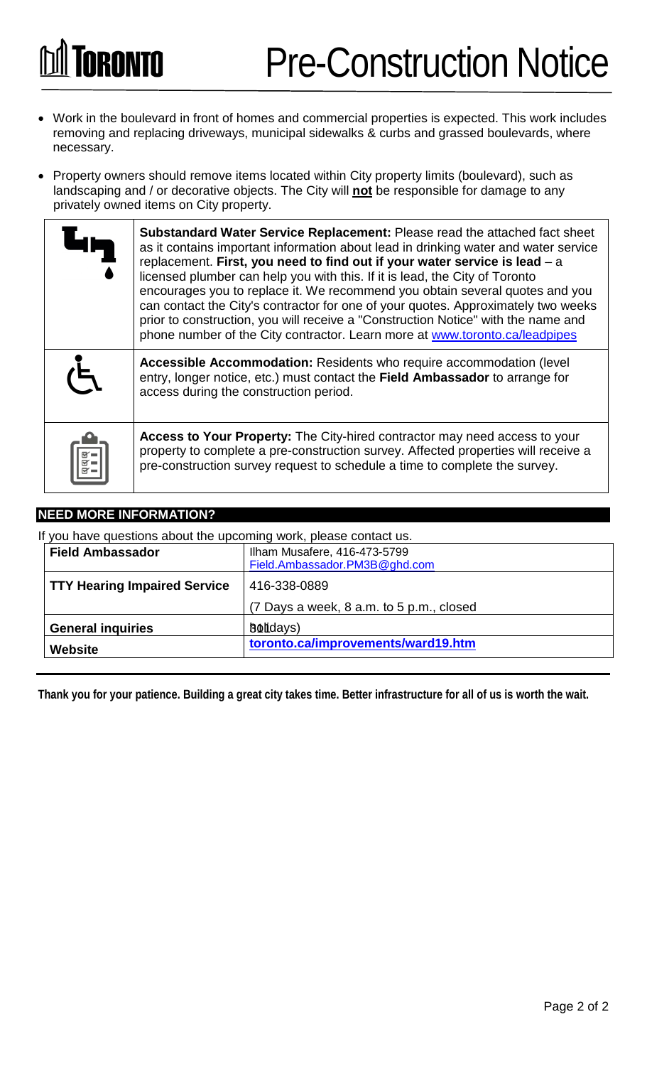# Pre-Construction Notice

- Work in the boulevard in front of homes and commercial properties is expected. This work includes removing and replacing driveways, municipal sidewalks & curbs and grassed boulevards, where necessary.
- Property owners should remove items located within City property limits (boulevard), such as landscaping and / or decorative objects. The City will **not** be responsible for damage to any privately owned items on City property.

| | |
|---|---|
| | **Substandard Water Service Replacement:** Please read the attached fact sheet as it contains important information about lead in drinking water and water service replacement. **First, you need to find out if your water service is lead** – a licensed plumber can help you with this. If it is lead, the City of Toronto encourages you to replace it. We recommend you obtain several quotes and you can contact the City's contractor for one of your quotes. Approximately two weeks prior to construction, you will receive a "Construction Notice" with the name and phone number of the City contractor. Learn more at www.toronto.ca/leadpipes |
| | **Accessible Accommodation:** Residents who require accommodation (level entry, longer notice, etc.) must contact the **Field Ambassador** to arrange for access during the construction period. |
| | **Access to Your Property:** The City-hired contractor may need access to your property to complete a pre-construction survey. Affected properties will receive a pre-construction survey request to schedule a time to complete the survey. |

## NEED MORE INFORMATION?

If you have questions about the upcoming work, please contact us.

| | |
|---|---|
| **Field Ambassador** | Ilham Musafere, 416-473-5799<br>Field.Ambassador.PM3B@ghd.com |
| **TTY Hearing Impaired Service** | 416-338-0889<br>(7 Days a week, 8 a.m. to 5 p.m., closed |
| **General inquiries** | 311 holidays) |
| **Website** | **toronto.ca/improvements/ward19.htm** |

**Thank you for your patience. Building a great city takes time. Better infrastructure for all of us is worth the wait.**